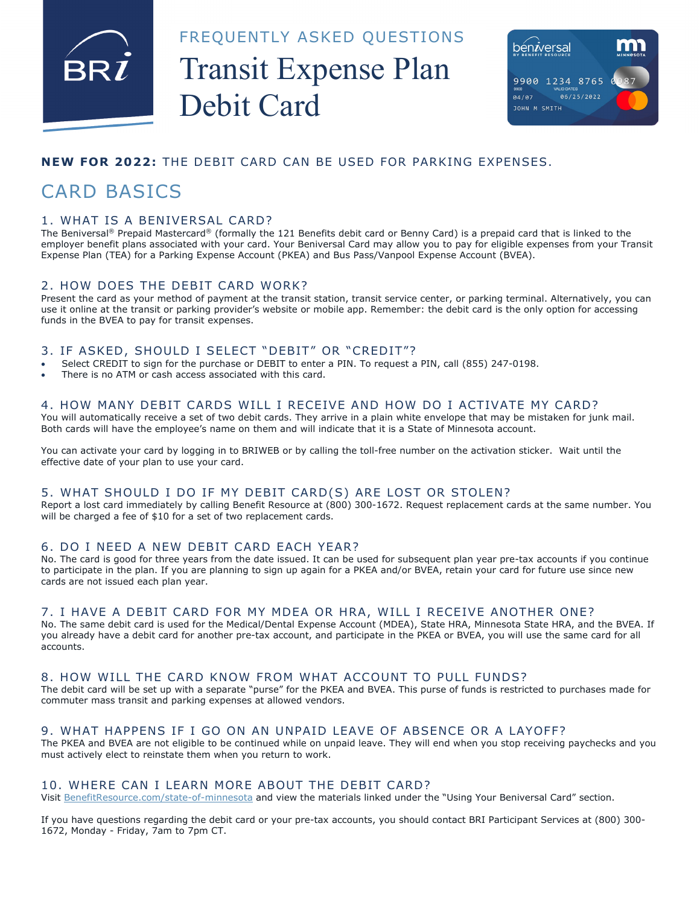# FREQUENTLY ASKED QUESTIONS

# Transit Expense Plan Debit Card

**NEW FOR 2022:** THE DEBIT CARD CAN BE USED FOR PARKING EXPENSES.

## CARD BASICS

### 1. WHAT IS A BENIVERSAL CARD?

The Beniversal® Prepaid Mastercard® (formally the 121 Benefits debit card or Benny Card) is a prepaid card that is linked to the employer benefit plans associated with your card. Your Beniversal Card may allow you to pay for eligible expenses from your Transit Expense Plan (TEA) for a Parking Expense Account (PKEA) and Bus Pass/Vanpool Expense Account (BVEA).

### 2. HOW DOES THE DEBIT CARD WORK?

Present the card as your method of payment at the transit station, transit service center, or parking terminal. Alternatively, you can use it online at the transit or parking provider's website or mobile app. Remember: the debit card is the only option for accessing funds in the BVEA to pay for transit expenses.

### 3. IF ASKED, SHOULD I SELECT "DEBIT" OR "CREDIT"?

- Select CREDIT to sign for the purchase or DEBIT to enter a PIN. To request a PIN, call (855) 247-0198.
- There is no ATM or cash access associated with this card.

### 4. HOW MANY DEBIT CARDS WILL I RECEIVE AND HOW DO I ACTIVATE MY CARD?

You will automatically receive a set of two debit cards. They arrive in a plain white envelope that may be mistaken for junk mail. Both cards will have the employee's name on them and will indicate that it is a State of Minnesota account.

You can activate your card by logging in to BRIWEB or by calling the toll-free number on the activation sticker. Wait until the effective date of your plan to use your card.

### 5. WHAT SHOULD I DO IF MY DEBIT CARD(S) ARE LOST OR STOLEN?

Report a lost card immediately by calling Benefit Resource at (800) 300-1672. Request replacement cards at the same number. You will be charged a fee of $10 for a set of two replacement cards.

### 6. DO I NEED A NEW DEBIT CARD EACH YEAR?

No. The card is good for three years from the date issued. It can be used for subsequent plan year pre-tax accounts if you continue to participate in the plan. If you are planning to sign up again for a PKEA and/or BVEA, retain your card for future use since new cards are not issued each plan year.

### 7. I HAVE A DEBIT CARD FOR MY MDEA OR HRA, WILL I RECEIVE ANOTHER ONE?

No. The same debit card is used for the Medical/Dental Expense Account (MDEA), State HRA, Minnesota State HRA, and the BVEA. If you already have a debit card for another pre-tax account, and participate in the PKEA or BVEA, you will use the same card for all accounts.

### 8. HOW WILL THE CARD KNOW FROM WHAT ACCOUNT TO PULL FUNDS?

The debit card will be set up with a separate "purse" for the PKEA and BVEA. This purse of funds is restricted to purchases made for commuter mass transit and parking expenses at allowed vendors.

### 9. WHAT HAPPENS IF I GO ON AN UNPAID LEAVE OF ABSENCE OR A LAYOFF?

The PKEA and BVEA are not eligible to be continued while on unpaid leave. They will end when you stop receiving paychecks and you must actively elect to reinstate them when you return to work.

### 10. WHERE CAN I LEARN MORE ABOUT THE DEBIT CARD?

Visit BenefitResource.com/state-of-minnesota and view the materials linked under the "Using Your Beniversal Card" section.

If you have questions regarding the debit card or your pre-tax accounts, you should contact BRI Participant Services at (800) 300-1672, Monday - Friday, 7am to 7pm CT.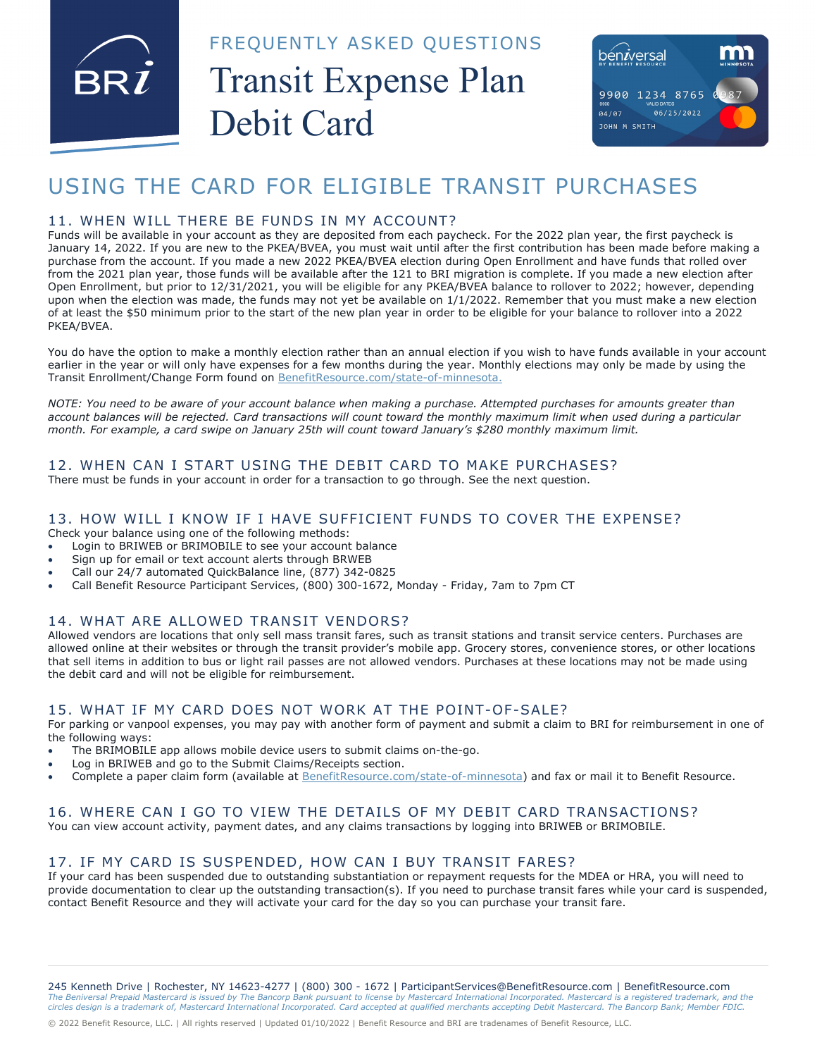# FREQUENTLY ASKED QUESTIONS

# Transit Expense Plan Debit Card

## USING THE CARD FOR ELIGIBLE TRANSIT PURCHASES

### 11. WHEN WILL THERE BE FUNDS IN MY ACCOUNT?

Funds will be available in your account as they are deposited from each paycheck. For the 2022 plan year, the first paycheck is January 14, 2022. If you are new to the PKEA/BVEA, you must wait until after the first contribution has been made before making a purchase from the account. If you made a new 2022 PKEA/BVEA election during Open Enrollment and have funds that rolled over from the 2021 plan year, those funds will be available after the 121 to BRI migration is complete. If you made a new election after Open Enrollment, but prior to 12/31/2021, you will be eligible for any PKEA/BVEA balance to rollover to 2022; however, depending upon when the election was made, the funds may not yet be available on 1/1/2022. Remember that you must make a new election of at least the $50 minimum prior to the start of the new plan year in order to be eligible for your balance to rollover into a 2022 PKEA/BVEA.

You do have the option to make a monthly election rather than an annual election if you wish to have funds available in your account earlier in the year or will only have expenses for a few months during the year. Monthly elections may only be made by using the Transit Enrollment/Change Form found on BenefitResource.com/state-of-minnesota.

*NOTE: You need to be aware of your account balance when making a purchase. Attempted purchases for amounts greater than account balances will be rejected. Card transactions will count toward the monthly maximum limit when used during a particular month. For example, a card swipe on January 25th will count toward January's $280 monthly maximum limit.*

### 12. WHEN CAN I START USING THE DEBIT CARD TO MAKE PURCHASES?

There must be funds in your account in order for a transaction to go through. See the next question.

### 13. HOW WILL I KNOW IF I HAVE SUFFICIENT FUNDS TO COVER THE EXPENSE?

Check your balance using one of the following methods:

- Login to BRIWEB or BRIMOBILE to see your account balance
- Sign up for email or text account alerts through BRWEB
- Call our 24/7 automated QuickBalance line, (877) 342-0825
- Call Benefit Resource Participant Services, (800) 300-1672, Monday - Friday, 7am to 7pm CT

### 14. WHAT ARE ALLOWED TRANSIT VENDORS?

Allowed vendors are locations that only sell mass transit fares, such as transit stations and transit service centers. Purchases are allowed online at their websites or through the transit provider's mobile app. Grocery stores, convenience stores, or other locations that sell items in addition to bus or light rail passes are not allowed vendors. Purchases at these locations may not be made using the debit card and will not be eligible for reimbursement.

### 15. WHAT IF MY CARD DOES NOT WORK AT THE POINT-OF-SALE?

For parking or vanpool expenses, you may pay with another form of payment and submit a claim to BRI for reimbursement in one of the following ways:

- The BRIMOBILE app allows mobile device users to submit claims on-the-go.
- Log in BRIWEB and go to the Submit Claims/Receipts section.
- Complete a paper claim form (available at BenefitResource.com/state-of-minnesota) and fax or mail it to Benefit Resource.

### 16. WHERE CAN I GO TO VIEW THE DETAILS OF MY DEBIT CARD TRANSACTIONS?

You can view account activity, payment dates, and any claims transactions by logging into BRIWEB or BRIMOBILE.

### 17. IF MY CARD IS SUSPENDED, HOW CAN I BUY TRANSIT FARES?

If your card has been suspended due to outstanding substantiation or repayment requests for the MDEA or HRA, you will need to provide documentation to clear up the outstanding transaction(s). If you need to purchase transit fares while your card is suspended, contact Benefit Resource and they will activate your card for the day so you can purchase your transit fare.

245 Kenneth Drive | Rochester, NY 14623-4277 | (800) 300 - 1672 | ParticipantServices@BenefitResource.com | BenefitResource.com

*The Beniversal Prepaid Mastercard is issued by The Bancorp Bank pursuant to license by Mastercard International Incorporated. Mastercard is a registered trademark, and the circles design is a trademark of, Mastercard International Incorporated. Card accepted at qualified merchants accepting Debit Mastercard. The Bancorp Bank; Member FDIC.*

© 2022 Benefit Resource, LLC. | All rights reserved | Updated 01/10/2022 | Benefit Resource and BRI are tradenames of Benefit Resource, LLC.